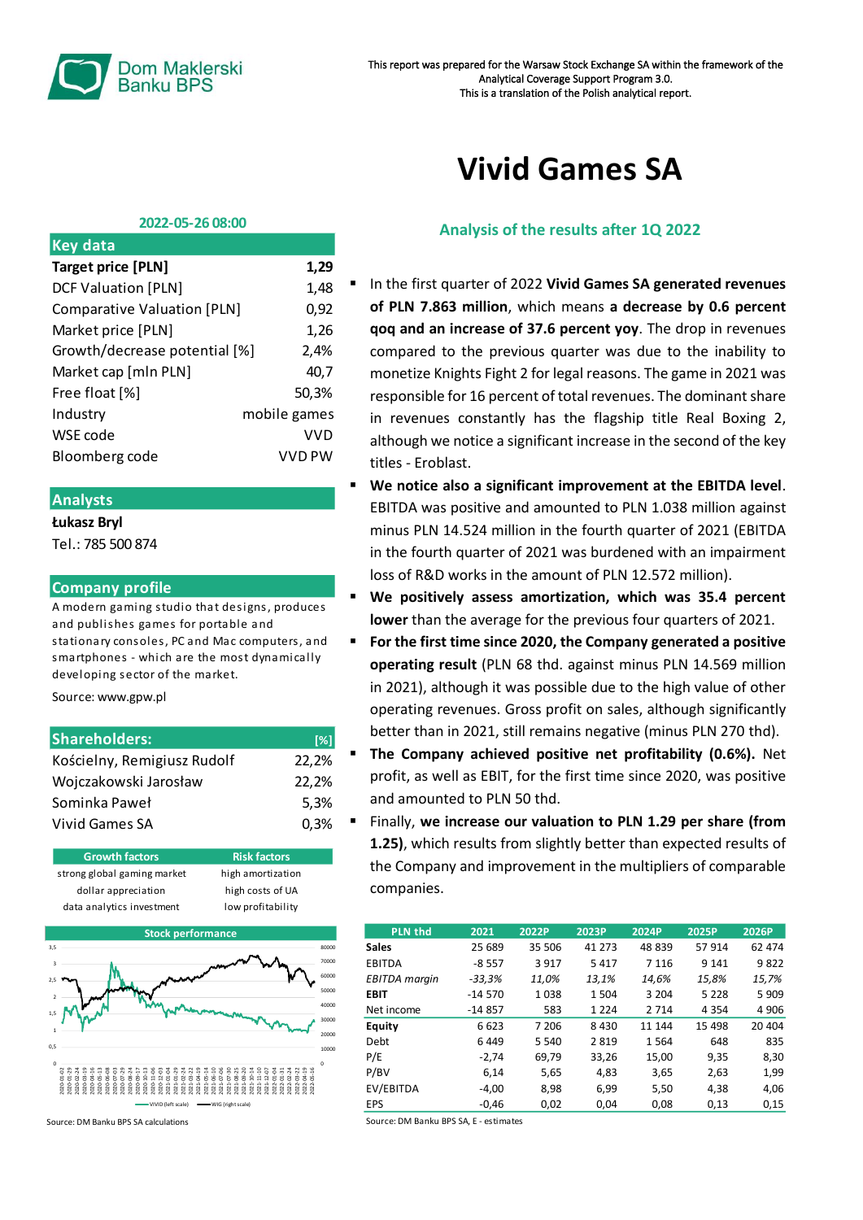Dom Maklerski Banku BPS

This report was prepared for the Warsaw Stock Exchange SA within the framework of the Analytical Coverage Support Program 3.0.
This is a translation of the Polish analytical report.

# Vivid Games SA

2022-05-26 08:00

| Key data | |
|---|---|
| **Target price [PLN]** | **1,29** |
| DCF Valuation [PLN] | 1,48 |
| Comparative Valuation [PLN] | 0,92 |
| Market price [PLN] | 1,26 |
| Growth/decrease potential [%] | 2,4% |
| Market cap [mln PLN] | 40,7 |
| Free float [%] | 50,3% |
| Industry | mobile games |
| WSE code | VVD |
| Bloomberg code | VVD PW |

## Analysts

**Łukasz Bryl**
Tel.: 785 500 874

## Company profile

A modern gaming studio that designs, produces and publishes games for portable and stationary consoles, PC and Mac computers, and smartphones - which are the most dynamically developing sector of the market.

Source: www.gpw.pl

| Shareholders: | [%] |
|---|---|
| Kościelny, Remigiusz Rudolf | 22,2% |
| Wojczakowski Jarosław | 22,2% |
| Sominka Paweł | 5,3% |
| Vivid Games SA | 0,3% |

| Growth factors | Risk factors |
|---|---|
| strong global gaming market | high amortization |
| dollar appreciation | high costs of UA |
| data analytics investment | low profitability |

Stock performance

Source: DM Banku BPS SA calculations

## Analysis of the results after 1Q 2022

- In the first quarter of 2022 **Vivid Games SA generated revenues of PLN 7.863 million**, which means **a decrease by 0.6 percent qoq and an increase of 37.6 percent yoy**. The drop in revenues compared to the previous quarter was due to the inability to monetize Knights Fight 2 for legal reasons. The game in 2021 was responsible for 16 percent of total revenues. The dominant share in revenues constantly has the flagship title Real Boxing 2, although we notice a significant increase in the second of the key titles - Eroblast.
- **We notice also a significant improvement at the EBITDA level**. EBITDA was positive and amounted to PLN 1.038 million against minus PLN 14.524 million in the fourth quarter of 2021 (EBITDA in the fourth quarter of 2021 was burdened with an impairment loss of R&D works in the amount of PLN 12.572 million).
- **We positively assess amortization, which was 35.4 percent lower** than the average for the previous four quarters of 2021.
- **For the first time since 2020, the Company generated a positive operating result** (PLN 68 thd. against minus PLN 14.569 million in 2021), although it was possible due to the high value of other operating revenues. Gross profit on sales, although significantly better than in 2021, still remains negative (minus PLN 270 thd).
- **The Company achieved positive net profitability (0.6%).** Net profit, as well as EBIT, for the first time since 2020, was positive and amounted to PLN 50 thd.
- Finally, **we increase our valuation to PLN 1.29 per share (from 1.25)**, which results from slightly better than expected results of the Company and improvement in the multipliers of comparable companies.

| PLN thd | 2021 | 2022P | 2023P | 2024P | 2025P | 2026P |
|---|---|---|---|---|---|---|
| **Sales** | 25 689 | 35 506 | 41 273 | 48 839 | 57 914 | 62 474 |
| EBITDA | -8 557 | 3 917 | 5 417 | 7 116 | 9 141 | 9 822 |
| *EBITDA margin* | *-33,3%* | *11,0%* | *13,1%* | *14,6%* | *15,8%* | *15,7%* |
| **EBIT** | -14 570 | 1 038 | 1 504 | 3 204 | 5 228 | 5 909 |
| Net income | -14 857 | 583 | 1 224 | 2 714 | 4 354 | 4 906 |
| **Equity** | 6 623 | 7 206 | 8 430 | 11 144 | 15 498 | 20 404 |
| Debt | 6 449 | 5 540 | 2 819 | 1 564 | 648 | 835 |
| P/E | -2,74 | 69,79 | 33,26 | 15,00 | 9,35 | 8,30 |
| P/BV | 6,14 | 5,65 | 4,83 | 3,65 | 2,63 | 1,99 |
| EV/EBITDA | -4,00 | 8,98 | 6,99 | 5,50 | 4,38 | 4,06 |
| EPS | -0,46 | 0,02 | 0,04 | 0,08 | 0,13 | 0,15 |

Source: DM Banku BPS SA, E - estimates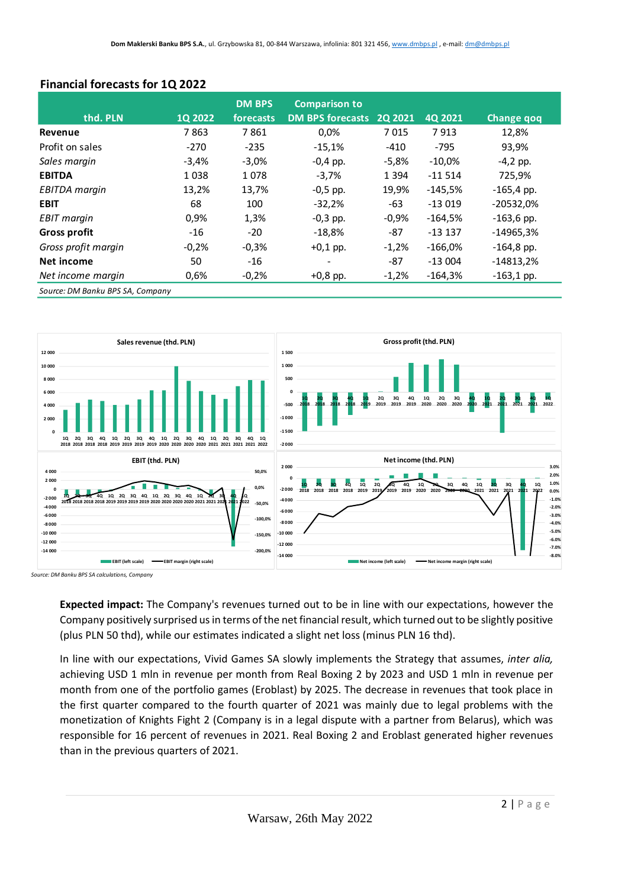## Financial forecasts for 1Q 2022

| thd. PLN | 1Q 2022 | DM BPS forecasts | Comparison to DM BPS forecasts | 2Q 2021 | 4Q 2021 | Change qoq |
|---|---|---|---|---|---|---|
| **Revenue** | 7 863 | 7 861 | 0,0% | 7 015 | 7 913 | 12,8% |
| Profit on sales | -270 | -235 | -15,1% | -410 | -795 | 93,9% |
| *Sales margin* | -3,4% | -3,0% | -0,4 pp. | -5,8% | -10,0% | -4,2 pp. |
| **EBITDA** | 1 038 | 1 078 | -3,7% | 1 394 | -11 514 | 725,9% |
| *EBITDA margin* | 13,2% | 13,7% | -0,5 pp. | 19,9% | -145,5% | -165,4 pp. |
| **EBIT** | 68 | 100 | -32,2% | -63 | -13 019 | -20532,0% |
| *EBIT margin* | 0,9% | 1,3% | -0,3 pp. | -0,9% | -164,5% | -163,6 pp. |
| **Gross profit** | -16 | -20 | -18,8% | -87 | -13 137 | -14965,3% |
| *Gross profit margin* | -0,2% | -0,3% | +0,1 pp. | -1,2% | -166,0% | -164,8 pp. |
| **Net income** | 50 | -16 | - | -87 | -13 004 | -14813,2% |
| *Net income margin* | 0,6% | -0,2% | +0,8 pp. | -1,2% | -164,3% | -163,1 pp. |

*Source: DM Banku BPS SA, Company*

*Source: DM Banku BPS SA calculations, Company*

**Expected impact:** The Company's revenues turned out to be in line with our expectations, however the Company positively surprised us in terms of the net financial result, which turned out to be slightly positive (plus PLN 50 thd), while our estimates indicated a slight net loss (minus PLN 16 thd).

In line with our expectations, Vivid Games SA slowly implements the Strategy that assumes, *inter alia,* achieving USD 1 mln in revenue per month from Real Boxing 2 by 2023 and USD 1 mln in revenue per month from one of the portfolio games (Eroblast) by 2025. The decrease in revenues that took place in the first quarter compared to the fourth quarter of 2021 was mainly due to legal problems with the monetization of Knights Fight 2 (Company is in a legal dispute with a partner from Belarus), which was responsible for 16 percent of revenues in 2021. Real Boxing 2 and Eroblast generated higher revenues than in the previous quarters of 2021.

Warsaw, 26th May 2022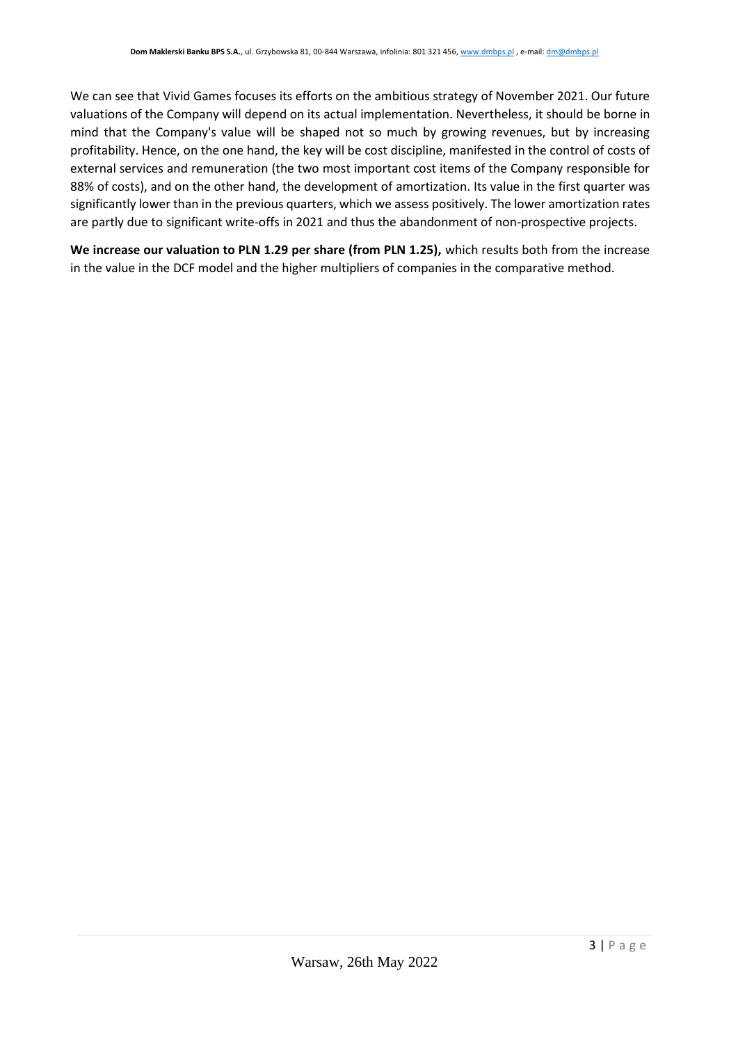We can see that Vivid Games focuses its efforts on the ambitious strategy of November 2021. Our future valuations of the Company will depend on its actual implementation. Nevertheless, it should be borne in mind that the Company's value will be shaped not so much by growing revenues, but by increasing profitability. Hence, on the one hand, the key will be cost discipline, manifested in the control of costs of external services and remuneration (the two most important cost items of the Company responsible for 88% of costs), and on the other hand, the development of amortization. Its value in the first quarter was significantly lower than in the previous quarters, which we assess positively. The lower amortization rates are partly due to significant write-offs in 2021 and thus the abandonment of non-prospective projects.

**We increase our valuation to PLN 1.29 per share (from PLN 1.25),** which results both from the increase in the value in the DCF model and the higher multipliers of companies in the comparative method.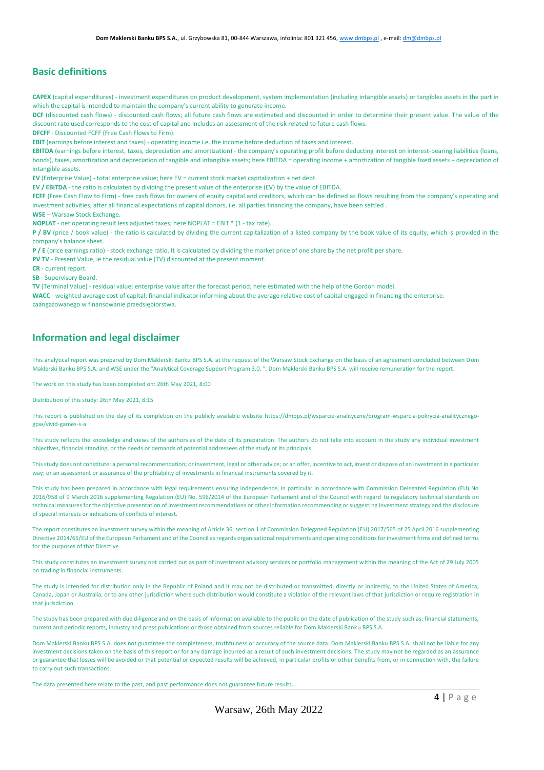## Basic definitions

**CAPEX** (capital expenditures) - investment expenditures on product development, system implementation (including intangible assets) or tangibles assets in the part in which the capital is intended to maintain the company's current ability to generate income.

**DCF** (discounted cash flows) - discounted cash flows; all future cash flows are estimated and discounted in order to determine their present value. The value of the discount rate used corresponds to the cost of capital and includes an assessment of the risk related to future cash flows.

**DFCFF** - Discounted FCFF (Free Cash Flows to Firm).

**EBIT** (earnings before interest and taxes) - operating income i.e. the income before deduction of taxes and interest.

**EBITDA** (earnings before interest, taxes, depreciation and amortization) - the company's operating profit before deducting interest on interest-bearing liabilities (loans, bonds), taxes, amortization and depreciation of tangible and intangible assets; here EBITDA = operating income + amortization of tangible fixed assets + depreciation of intangible assets.

**EV** (Enterprise Value) - total enterprise value; here EV = current stock market capitalization + net debt.

**EV / EBITDA** - the ratio is calculated by dividing the present value of the enterprise (EV) by the value of EBITDA.

**FCFF** (Free Cash Flow to Firm) - free cash flows for owners of equity capital and creditors, which can be defined as flows resulting from the company's operating and investment activities, after all financial expectations of capital donors, i.e. all parties financing the company, have been settled .

**WSE** – Warsaw Stock Exchange.

**NOPLAT** - net operating result less adjusted taxes; here NOPLAT = EBIT * (1 - tax rate).

**P / BV** (price / book value) - the ratio is calculated by dividing the current capitalization of a listed company by the book value of its equity, which is provided in the company's balance sheet.

**P / E** (price earnings ratio) - stock exchange ratio. It is calculated by dividing the market price of one share by the net profit per share.

**PV TV** - Present Value, ie the residual value (TV) discounted at the present moment.

**CR** - current report.

**SB** - Supervisory Board.

**TV** (Terminal Value) - residual value; enterprise value after the forecast period; here estimated with the help of the Gordon model.

**WACC** - weighted average cost of capital; financial indicator informing about the average relative cost of capital engaged in financing the enterprise. zaangażowanego w finansowanie przedsiębiorstwa.

## Information and legal disclaimer

This analytical report was prepared by Dom Maklerski Banku BPS S.A. at the request of the Warsaw Stock Exchange on the basis of an agreement concluded between Dom Maklerski Banku BPS S.A. and WSE under the "Analytical Coverage Support Program 3.0. ". Dom Maklerski Banku BPS S.A. will receive remuneration for the report.

The work on this study has been completed on: 26th May 2021, 8:00

Distribution of this study: 26th May 2021, 8:15

This report is published on the day of its completion on the publicly available website https://dmbps.pl/wsparcie-analityczne/program-wsparcia-pokrycia-analitycznego-gpw/vivid-games-s-a

This study reflects the knowledge and views of the authors as of the date of its preparation. The authors do not take into account in the study any individual investment objectives, financial standing, or the needs or demands of potential addressees of the study or its principals.

This study does not constitute: a personal recommendation; or investment, legal or other advice; or an offer, incentive to act, invest or dispose of an investment in a particular way; or an assessment or assurance of the profitability of investments in financial instruments covered by it.

This study has been prepared in accordance with legal requirements ensuring independence, in particular in accordance with Commission Delegated Regulation (EU) No 2016/958 of 9 March 2016 supplementing Regulation (EU) No. 596/2014 of the European Parliament and of the Council with regard to regulatory technical standards on technical measures for the objective presentation of investment recommendations or other information recommending or suggesting investment strategy and the disclosure of special interests or indications of conflicts of interest.

The report constitutes an investment survey within the meaning of Article 36, section 1 of Commission Delegated Regulation (EU) 2017/565 of 25 April 2016 supplementing Directive 2014/65/EU of the European Parliament and of the Council as regards organisational requirements and operating conditions for investment firms and defined terms for the purposes of that Directive.

This study constitutes an investment survey not carried out as part of investment advisory services or portfolio management within the meaning of the Act of 29 July 2005 on trading in financial instruments.

The study is intended for distribution only in the Republic of Poland and it may not be distributed or transmitted, directly or indirectly, to the United States of America, Canada, Japan or Australia, or to any other jurisdiction where such distribution would constitute a violation of the relevant laws of that jurisdiction or require registration in that jurisdiction.

The study has been prepared with due diligence and on the basis of information available to the public on the date of publication of the study such as: financial statements, current and periodic reports, industry and press publications or those obtained from sources reliable for Dom Maklerski Banku BPS S.A.

Dom Maklerski Banku BPS S.A. does not guarantee the completeness, truthfulness or accuracy of the source data. Dom Maklerski Banku BPS S.A. shall not be liable for any investment decisions taken on the basis of this report or for any damage incurred as a result of such investment decisions. The study may not be regarded as an assurance or guarantee that losses will be avoided or that potential or expected results will be achieved, in particular profits or other benefits from, or in connection with, the failure to carry out such transactions.

The data presented here relate to the past, and past performance does not guarantee future results.

Warsaw, 26th May 2022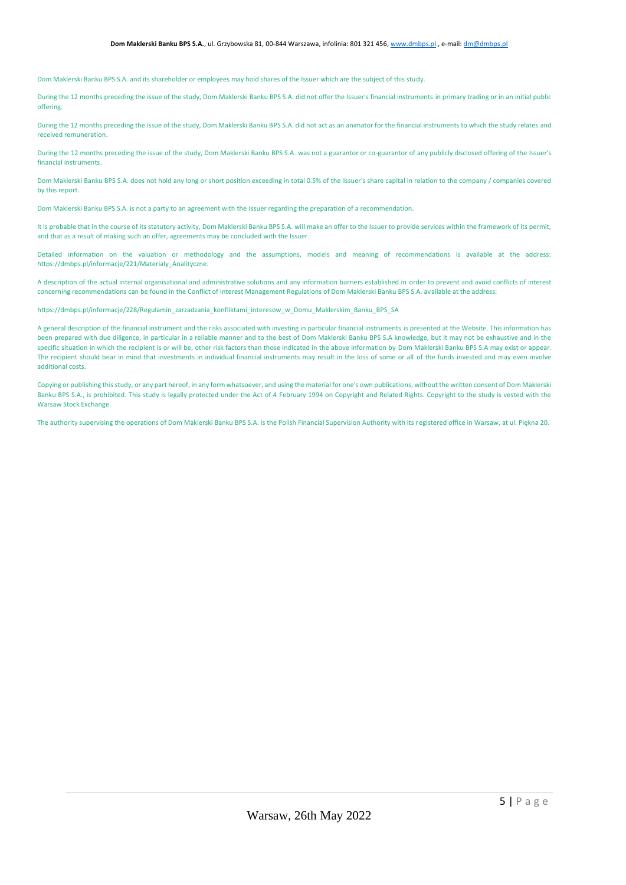Dom Maklerski Banku BPS S.A. and its shareholder or employees may hold shares of the Issuer which are the subject of this study.

During the 12 months preceding the issue of the study, Dom Maklerski Banku BPS S.A. did not offer the Issuer's financial instruments in primary trading or in an initial public offering.

During the 12 months preceding the issue of the study, Dom Maklerski Banku BPS S.A. did not act as an animator for the financial instruments to which the study relates and received remuneration.

During the 12 months preceding the issue of the study, Dom Maklerski Banku BPS S.A. was not a guarantor or co-guarantor of any publicly disclosed offering of the Issuer's financial instruments.

Dom Maklerski Banku BPS S.A. does not hold any long or short position exceeding in total 0.5% of the Issuer's share capital in relation to the company / companies covered by this report.

Dom Maklerski Banku BPS S.A. is not a party to an agreement with the Issuer regarding the preparation of a recommendation.

It is probable that in the course of its statutory activity, Dom Maklerski Banku BPS S.A. will make an offer to the Issuer to provide services within the framework of its permit, and that as a result of making such an offer, agreements may be concluded with the Issuer.

Detailed information on the valuation or methodology and the assumptions, models and meaning of recommendations is available at the address: https://dmbps.pl/informacje/221/Materialy_Analityczne.

A description of the actual internal organisational and administrative solutions and any information barriers established in order to prevent and avoid conflicts of interest concerning recommendations can be found in the Conflict of Interest Management Regulations of Dom Maklerski Banku BPS S.A. available at the address:

https://dmbps.pl/informacje/228/Regulamin_zarzadzania_konfliktami_interesow_w_Domu_Maklerskim_Banku_BPS_SA

A general description of the financial instrument and the risks associated with investing in particular financial instruments is presented at the Website. This information has been prepared with due diligence, in particular in a reliable manner and to the best of Dom Maklerski Banku BPS S.A knowledge, but it may not be exhaustive and in the specific situation in which the recipient is or will be, other risk factors than those indicated in the above information by Dom Maklerski Banku BPS S.A may exist or appear. The recipient should bear in mind that investments in individual financial instruments may result in the loss of some or all of the funds invested and may even involve additional costs.

Copying or publishing this study, or any part hereof, in any form whatsoever, and using the material for one's own publications, without the written consent of Dom Maklerski Banku BPS S.A., is prohibited. This study is legally protected under the Act of 4 February 1994 on Copyright and Related Rights. Copyright to the study is vested with the Warsaw Stock Exchange.

The authority supervising the operations of Dom Maklerski Banku BPS S.A. is the Polish Financial Supervision Authority with its registered office in Warsaw, at ul. Piękna 20.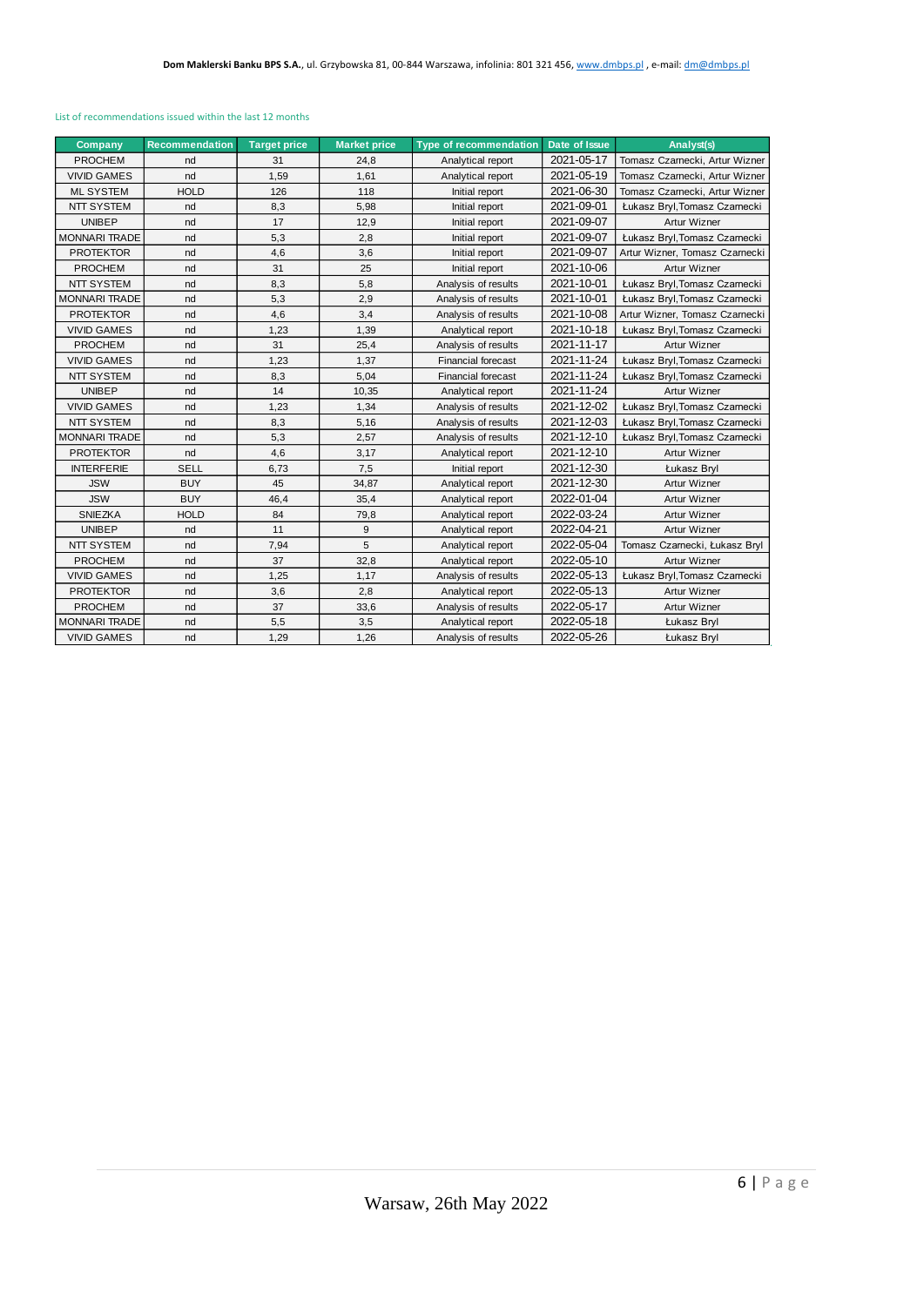**Dom Maklerski Banku BPS S.A.**, ul. Grzybowska 81, 00-844 Warszawa, infolinia: 801 321 456, www.dmbps.pl , e-mail: dm@dmbps.pl

List of recommendations issued within the last 12 months

| Company | Recommendation | Target price | Market price | Type of recommendation | Date of Issue | Analyst(s) |
|---|---|---|---|---|---|---|
| PROCHEM | nd | 31 | 24,8 | Analytical report | 2021-05-17 | Tomasz Czarnecki, Artur Wizner |
| VIVID GAMES | nd | 1,59 | 1,61 | Analytical report | 2021-05-19 | Tomasz Czarnecki, Artur Wizner |
| ML SYSTEM | HOLD | 126 | 118 | Initial report | 2021-06-30 | Tomasz Czarnecki, Artur Wizner |
| NTT SYSTEM | nd | 8,3 | 5,98 | Initial report | 2021-09-01 | Łukasz Bryl,Tomasz Czarnecki |
| UNIBEP | nd | 17 | 12,9 | Initial report | 2021-09-07 | Artur Wizner |
| MONNARI TRADE | nd | 5,3 | 2,8 | Initial report | 2021-09-07 | Łukasz Bryl,Tomasz Czarnecki |
| PROTEKTOR | nd | 4,6 | 3,6 | Initial report | 2021-09-07 | Artur Wizner, Tomasz Czarnecki |
| PROCHEM | nd | 31 | 25 | Initial report | 2021-10-06 | Artur Wizner |
| NTT SYSTEM | nd | 8,3 | 5,8 | Analysis of results | 2021-10-01 | Łukasz Bryl,Tomasz Czarnecki |
| MONNARI TRADE | nd | 5,3 | 2,9 | Analysis of results | 2021-10-01 | Łukasz Bryl,Tomasz Czarnecki |
| PROTEKTOR | nd | 4,6 | 3,4 | Analysis of results | 2021-10-08 | Artur Wizner, Tomasz Czarnecki |
| VIVID GAMES | nd | 1,23 | 1,39 | Analytical report | 2021-10-18 | Łukasz Bryl,Tomasz Czarnecki |
| PROCHEM | nd | 31 | 25,4 | Analysis of results | 2021-11-17 | Artur Wizner |
| VIVID GAMES | nd | 1,23 | 1,37 | Financial forecast | 2021-11-24 | Łukasz Bryl,Tomasz Czarnecki |
| NTT SYSTEM | nd | 8,3 | 5,04 | Financial forecast | 2021-11-24 | Łukasz Bryl,Tomasz Czarnecki |
| UNIBEP | nd | 14 | 10,35 | Analytical report | 2021-11-24 | Artur Wizner |
| VIVID GAMES | nd | 1,23 | 1,34 | Analysis of results | 2021-12-02 | Łukasz Bryl,Tomasz Czarnecki |
| NTT SYSTEM | nd | 8,3 | 5,16 | Analysis of results | 2021-12-03 | Łukasz Bryl,Tomasz Czarnecki |
| MONNARI TRADE | nd | 5,3 | 2,57 | Analysis of results | 2021-12-10 | Łukasz Bryl,Tomasz Czarnecki |
| PROTEKTOR | nd | 4,6 | 3,17 | Analytical report | 2021-12-10 | Artur Wizner |
| INTERFERIE | SELL | 6,73 | 7,5 | Initial report | 2021-12-30 | Łukasz Bryl |
| JSW | BUY | 45 | 34,87 | Analytical report | 2021-12-30 | Artur Wizner |
| JSW | BUY | 46,4 | 35,4 | Analytical report | 2022-01-04 | Artur Wizner |
| SNIEZKA | HOLD | 84 | 79,8 | Analytical report | 2022-03-24 | Artur Wizner |
| UNIBEP | nd | 11 | 9 | Analytical report | 2022-04-21 | Artur Wizner |
| NTT SYSTEM | nd | 7,94 | 5 | Analytical report | 2022-05-04 | Tomasz Czarnecki, Łukasz Bryl |
| PROCHEM | nd | 37 | 32,8 | Analytical report | 2022-05-10 | Artur Wizner |
| VIVID GAMES | nd | 1,25 | 1,17 | Analysis of results | 2022-05-13 | Łukasz Bryl,Tomasz Czarnecki |
| PROTEKTOR | nd | 3,6 | 2,8 | Analytical report | 2022-05-13 | Artur Wizner |
| PROCHEM | nd | 37 | 33,6 | Analysis of results | 2022-05-17 | Artur Wizner |
| MONNARI TRADE | nd | 5,5 | 3,5 | Analytical report | 2022-05-18 | Łukasz Bryl |
| VIVID GAMES | nd | 1,29 | 1,26 | Analysis of results | 2022-05-26 | Łukasz Bryl |

Warsaw, 26th May 2022